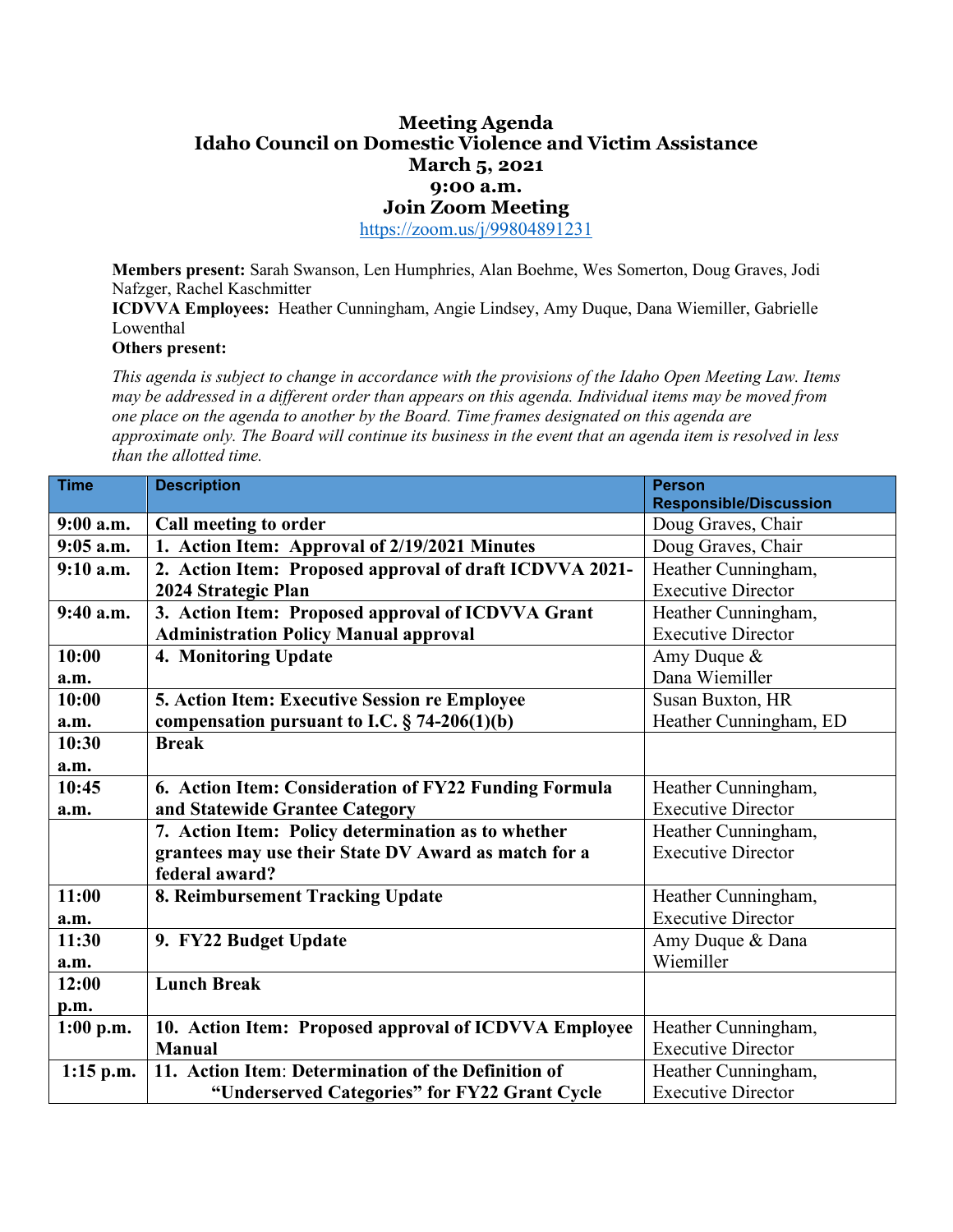# Meeting Agenda
# Idaho Council on Domestic Violence and Victim Assistance
## March 5, 2021
## 9:00 a.m.
## Join Zoom Meeting

https://zoom.us/j/99804891231

**Members present:** Sarah Swanson, Len Humphries, Alan Boehme, Wes Somerton, Doug Graves, Jodi Nafzger, Rachel Kaschmitter
**ICDVVA Employees:** Heather Cunningham, Angie Lindsey, Amy Duque, Dana Wiemiller, Gabrielle Lowenthal
**Others present:**

*This agenda is subject to change in accordance with the provisions of the Idaho Open Meeting Law. Items may be addressed in a different order than appears on this agenda. Individual items may be moved from one place on the agenda to another by the Board. Time frames designated on this agenda are approximate only. The Board will continue its business in the event that an agenda item is resolved in less than the allotted time.*

| Time | Description | Person Responsible/Discussion |
|---|---|---|
| **9:00 a.m.** | **Call meeting to order** | Doug Graves, Chair |
| **9:05 a.m.** | **1. Action Item: Approval of 2/19/2021 Minutes** | Doug Graves, Chair |
| **9:10 a.m.** | **2. Action Item: Proposed approval of draft ICDVVA 2021-2024 Strategic Plan** | Heather Cunningham, Executive Director |
| **9:40 a.m.** | **3. Action Item: Proposed approval of ICDVVA Grant Administration Policy Manual approval** | Heather Cunningham, Executive Director |
| **10:00 a.m.** | **4. Monitoring Update** | Amy Duque & Dana Wiemiller |
| **10:00 a.m.** | **5. Action Item: Executive Session re Employee compensation pursuant to I.C. § 74-206(1)(b)** | Susan Buxton, HR Heather Cunningham, ED |
| **10:30 a.m.** | **Break** | |
| **10:45 a.m.** | **6. Action Item: Consideration of FY22 Funding Formula and Statewide Grantee Category** | Heather Cunningham, Executive Director |
| | **7. Action Item: Policy determination as to whether grantees may use their State DV Award as match for a federal award?** | Heather Cunningham, Executive Director |
| **11:00 a.m.** | **8. Reimbursement Tracking Update** | Heather Cunningham, Executive Director |
| **11:30 a.m.** | **9. FY22 Budget Update** | Amy Duque & Dana Wiemiller |
| **12:00 p.m.** | **Lunch Break** | |
| **1:00 p.m.** | **10. Action Item: Proposed approval of ICDVVA Employee Manual** | Heather Cunningham, Executive Director |
| **1:15 p.m.** | **11. Action Item: Determination of the Definition of "Underserved Categories" for FY22 Grant Cycle** | Heather Cunningham, Executive Director |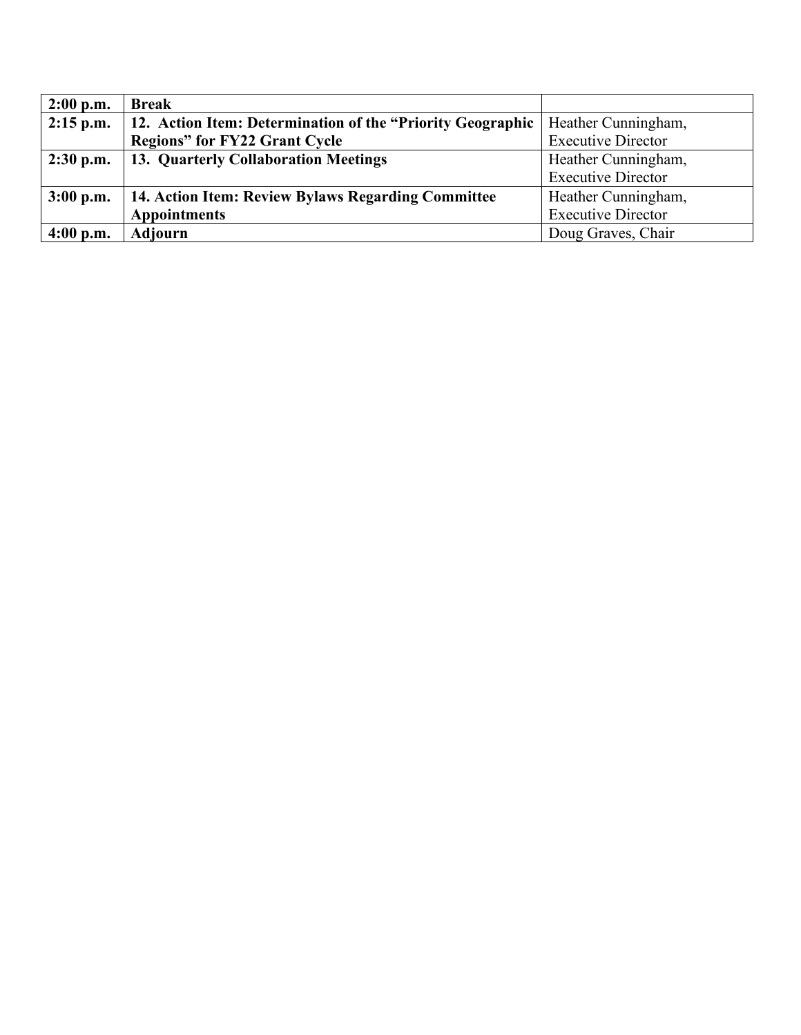| | | |
|---|---|---|
| **2:00 p.m.** | **Break** | |
| **2:15 p.m.** | **12. Action Item: Determination of the "Priority Geographic Regions" for FY22 Grant Cycle** | Heather Cunningham, Executive Director |
| **2:30 p.m.** | **13. Quarterly Collaboration Meetings** | Heather Cunningham, Executive Director |
| **3:00 p.m.** | **14. Action Item: Review Bylaws Regarding Committee Appointments** | Heather Cunningham, Executive Director |
| **4:00 p.m.** | **Adjourn** | Doug Graves, Chair |